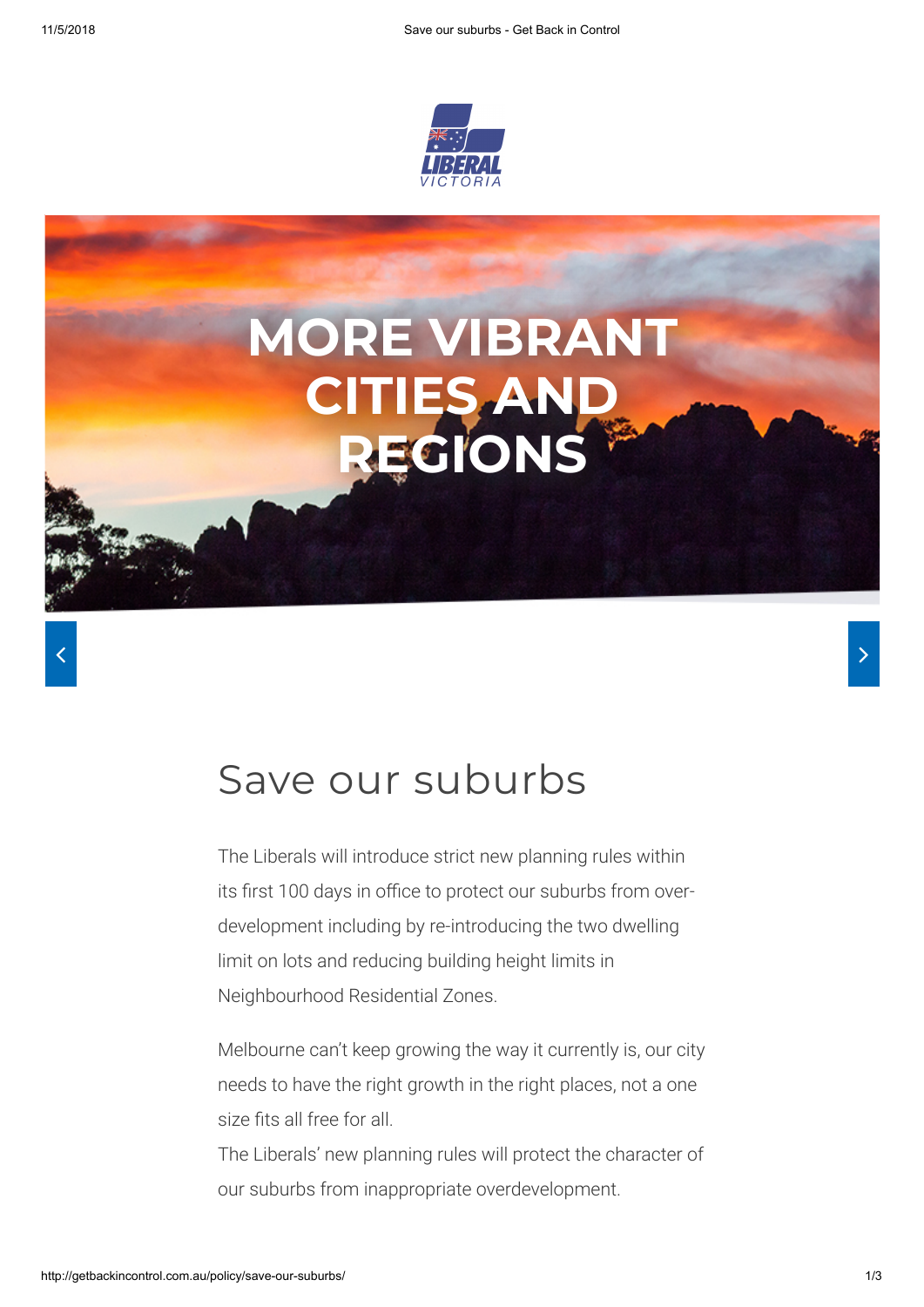LIBERAL VICTORIA

# MORE VIBRANT CITIES AND REGIONS

## Save our suburbs

The Liberals will introduce strict new planning rules within its first 100 days in office to protect our suburbs from over-development including by re-introducing the two dwelling limit on lots and reducing building height limits in Neighbourhood Residential Zones.

Melbourne can't keep growing the way it currently is, our city needs to have the right growth in the right places, not a one size fits all free for all.
The Liberals' new planning rules will protect the character of our suburbs from inappropriate overdevelopment.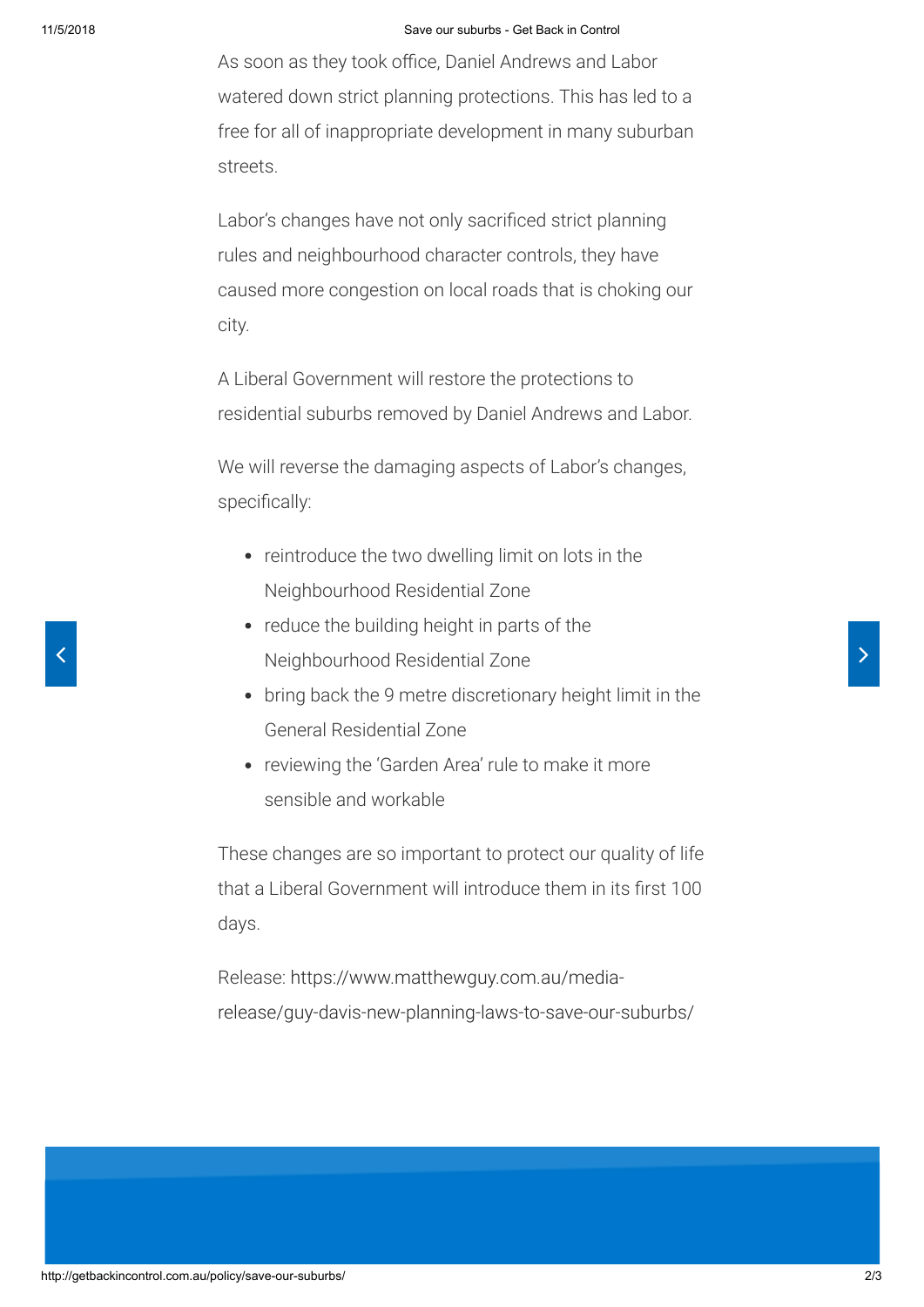As soon as they took office, Daniel Andrews and Labor watered down strict planning protections. This has led to a free for all of inappropriate development in many suburban streets.

Labor's changes have not only sacrificed strict planning rules and neighbourhood character controls, they have caused more congestion on local roads that is choking our city.

A Liberal Government will restore the protections to residential suburbs removed by Daniel Andrews and Labor.

We will reverse the damaging aspects of Labor's changes, specifically:

- reintroduce the two dwelling limit on lots in the Neighbourhood Residential Zone
- reduce the building height in parts of the Neighbourhood Residential Zone
- bring back the 9 metre discretionary height limit in the General Residential Zone
- reviewing the 'Garden Area' rule to make it more sensible and workable

These changes are so important to protect our quality of life that a Liberal Government will introduce them in its first 100 days.

Release: https://www.matthewguy.com.au/media-release/guy-davis-new-planning-laws-to-save-our-suburbs/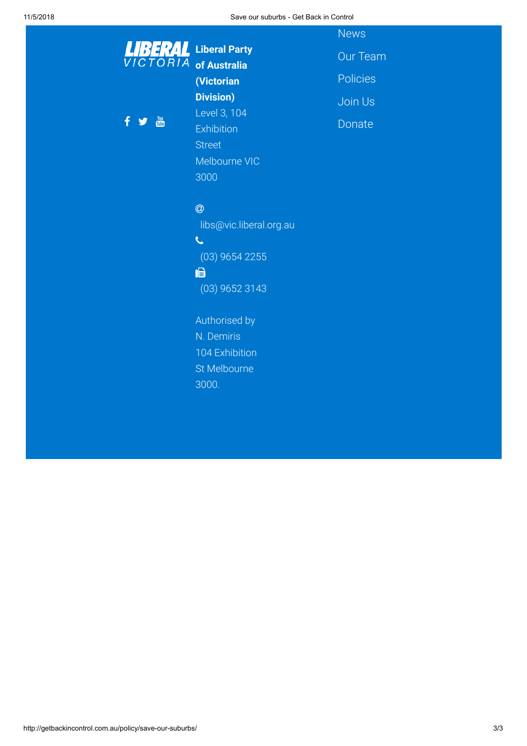LIBERAL VICTORIA

**Liberal Party of Australia (Victorian Division)**
Level 3, 104 Exhibition Street
Melbourne VIC 3000

@ libs@vic.liberal.org.au

(03) 9654 2255

(03) 9652 3143

Authorised by N. Demiris 104 Exhibition St Melbourne 3000.

- News
- Our Team
- Policies
- Join Us
- Donate